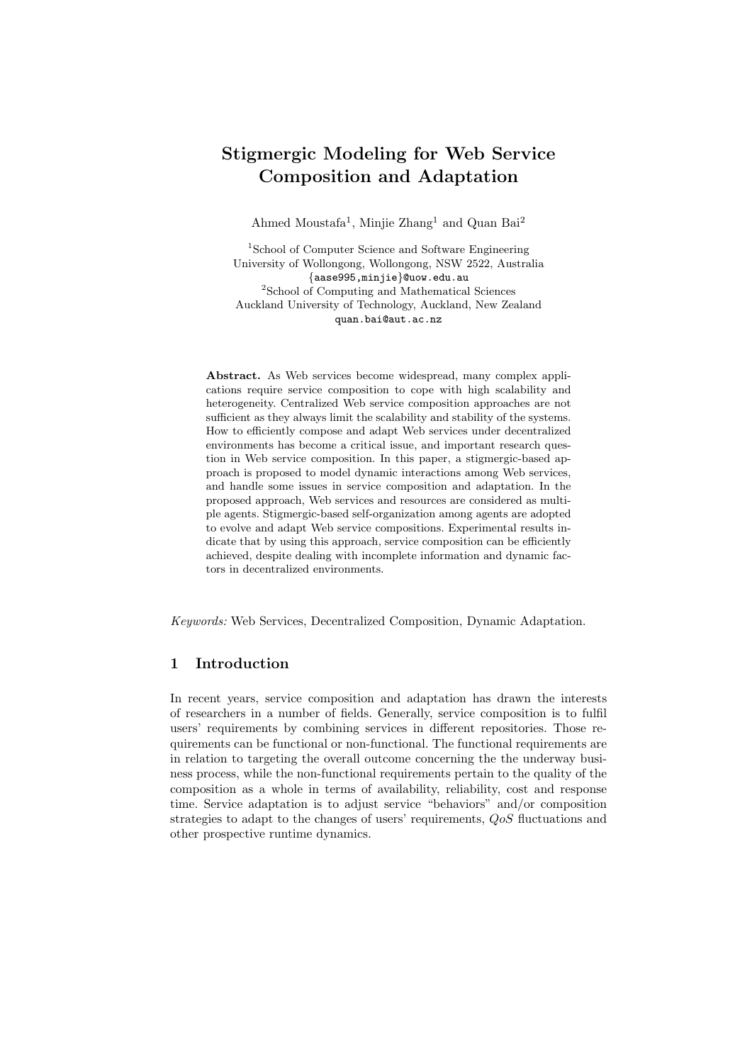# Stigmergic Modeling for Web Service Composition and Adaptation

Ahmed Moustafa[1], Minjie Zhang[1] and Quan Bai[2]

[1]School of Computer Science and Software Engineering
University of Wollongong, Wollongong, NSW 2522, Australia
{aase995,minjie}@uow.edu.au
[2]School of Computing and Mathematical Sciences
Auckland University of Technology, Auckland, New Zealand
quan.bai@aut.ac.nz

**Abstract.** As Web services become widespread, many complex applications require service composition to cope with high scalability and heterogeneity. Centralized Web service composition approaches are not sufficient as they always limit the scalability and stability of the systems. How to efficiently compose and adapt Web services under decentralized environments has become a critical issue, and important research question in Web service composition. In this paper, a stigmergic-based approach is proposed to model dynamic interactions among Web services, and handle some issues in service composition and adaptation. In the proposed approach, Web services and resources are considered as multiple agents. Stigmergic-based self-organization among agents are adopted to evolve and adapt Web service compositions. Experimental results indicate that by using this approach, service composition can be efficiently achieved, despite dealing with incomplete information and dynamic factors in decentralized environments.

*Keywords:* Web Services, Decentralized Composition, Dynamic Adaptation.

## 1 Introduction

In recent years, service composition and adaptation has drawn the interests of researchers in a number of fields. Generally, service composition is to fulfil users' requirements by combining services in different repositories. Those requirements can be functional or non-functional. The functional requirements are in relation to targeting the overall outcome concerning the the underway business process, while the non-functional requirements pertain to the quality of the composition as a whole in terms of availability, reliability, cost and response time. Service adaptation is to adjust service "behaviors" and/or composition strategies to adapt to the changes of users' requirements, *QoS* fluctuations and other prospective runtime dynamics.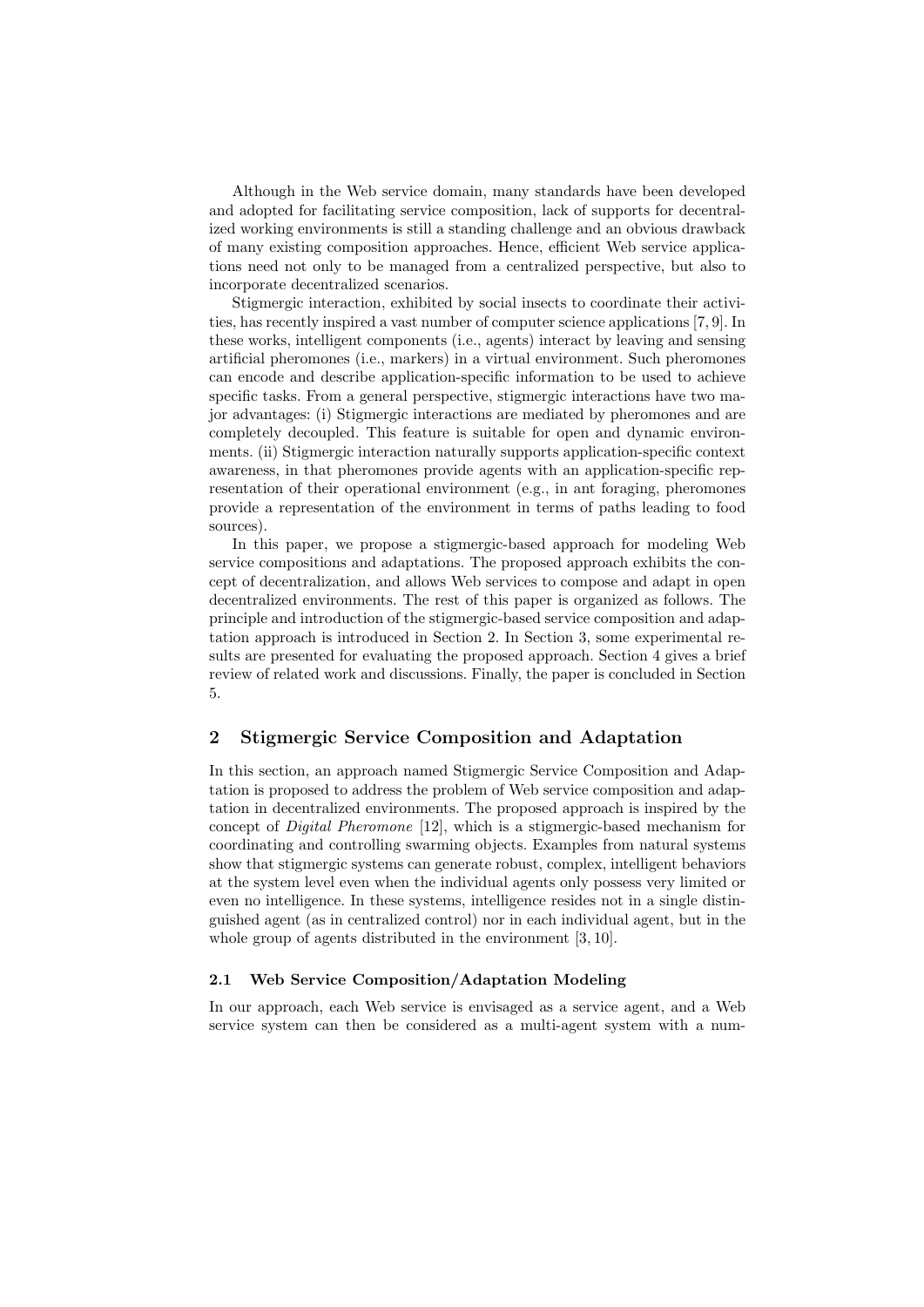Although in the Web service domain, many standards have been developed and adopted for facilitating service composition, lack of supports for decentralized working environments is still a standing challenge and an obvious drawback of many existing composition approaches. Hence, efficient Web service applications need not only to be managed from a centralized perspective, but also to incorporate decentralized scenarios.

Stigmergic interaction, exhibited by social insects to coordinate their activities, has recently inspired a vast number of computer science applications [7, 9]. In these works, intelligent components (i.e., agents) interact by leaving and sensing artificial pheromones (i.e., markers) in a virtual environment. Such pheromones can encode and describe application-specific information to be used to achieve specific tasks. From a general perspective, stigmergic interactions have two major advantages: (i) Stigmergic interactions are mediated by pheromones and are completely decoupled. This feature is suitable for open and dynamic environments. (ii) Stigmergic interaction naturally supports application-specific context awareness, in that pheromones provide agents with an application-specific representation of their operational environment (e.g., in ant foraging, pheromones provide a representation of the environment in terms of paths leading to food sources).

In this paper, we propose a stigmergic-based approach for modeling Web service compositions and adaptations. The proposed approach exhibits the concept of decentralization, and allows Web services to compose and adapt in open decentralized environments. The rest of this paper is organized as follows. The principle and introduction of the stigmergic-based service composition and adaptation approach is introduced in Section 2. In Section 3, some experimental results are presented for evaluating the proposed approach. Section 4 gives a brief review of related work and discussions. Finally, the paper is concluded in Section 5.

## 2 Stigmergic Service Composition and Adaptation

In this section, an approach named Stigmergic Service Composition and Adaptation is proposed to address the problem of Web service composition and adaptation in decentralized environments. The proposed approach is inspired by the concept of *Digital Pheromone* [12], which is a stigmergic-based mechanism for coordinating and controlling swarming objects. Examples from natural systems show that stigmergic systems can generate robust, complex, intelligent behaviors at the system level even when the individual agents only possess very limited or even no intelligence. In these systems, intelligence resides not in a single distinguished agent (as in centralized control) nor in each individual agent, but in the whole group of agents distributed in the environment [3, 10].

### 2.1 Web Service Composition/Adaptation Modeling

In our approach, each Web service is envisaged as a service agent, and a Web service system can then be considered as a multi-agent system with a num-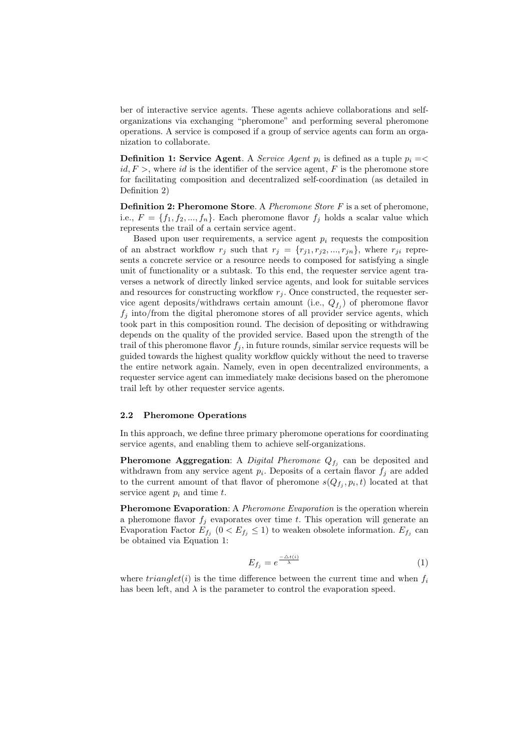ber of interactive service agents. These agents achieve collaborations and self-organizations via exchanging "pheromone" and performing several pheromone operations. A service is composed if a group of service agents can form an organization to collaborate.

**Definition 1: Service Agent**. A *Service Agent* $p_i$ is defined as a tuple $p_i =< id, F >$, where $id$ is the identifier of the service agent, $F$ is the pheromone store for facilitating composition and decentralized self-coordination (as detailed in Definition 2)

**Definition 2: Pheromone Store**. A *Pheromone Store* $F$ is a set of pheromone, i.e., $F = \{f_1, f_2, ..., f_n\}$. Each pheromone flavor $f_j$ holds a scalar value which represents the trail of a certain service agent.

Based upon user requirements, a service agent $p_i$ requests the composition of an abstract workflow $r_j$ such that $r_j = \{r_{j1}, r_{j2}, ..., r_{jn}\}$, where $r_{ji}$ represents a concrete service or a resource needs to composed for satisfying a single unit of functionality or a subtask. To this end, the requester service agent traverses a network of directly linked service agents, and look for suitable services and resources for constructing workflow $r_j$. Once constructed, the requester service agent deposits/withdraws certain amount (i.e., $Q_{f_j}$) of pheromone flavor $f_j$ into/from the digital pheromone stores of all provider service agents, which took part in this composition round. The decision of depositing or withdrawing depends on the quality of the provided service. Based upon the strength of the trail of this pheromone flavor $f_j$, in future rounds, similar service requests will be guided towards the highest quality workflow quickly without the need to traverse the entire network again. Namely, even in open decentralized environments, a requester service agent can immediately make decisions based on the pheromone trail left by other requester service agents.

### 2.2 Pheromone Operations

In this approach, we define three primary pheromone operations for coordinating service agents, and enabling them to achieve self-organizations.

**Pheromone Aggregation**: A *Digital Pheromone* $Q_{f_j}$ can be deposited and withdrawn from any service agent $p_i$. Deposits of a certain flavor $f_j$ are added to the current amount of that flavor of pheromone $s(Q_{f_j}, p_i, t)$ located at that service agent $p_i$ and time $t$.

**Pheromone Evaporation**: A *Pheromone Evaporation* is the operation wherein a pheromone flavor $f_j$ evaporates over time $t$. This operation will generate an Evaporation Factor $E_{f_j}$ $(0 < E_{f_j} \leq 1)$ to weaken obsolete information. $E_{f_j}$ can be obtained via Equation 1:

$$E_{f_j} = e^{\frac{-\triangle t(i)}{\lambda}} \tag{1}$$

where $triangle t(i)$ is the time difference between the current time and when $f_i$ has been left, and $\lambda$ is the parameter to control the evaporation speed.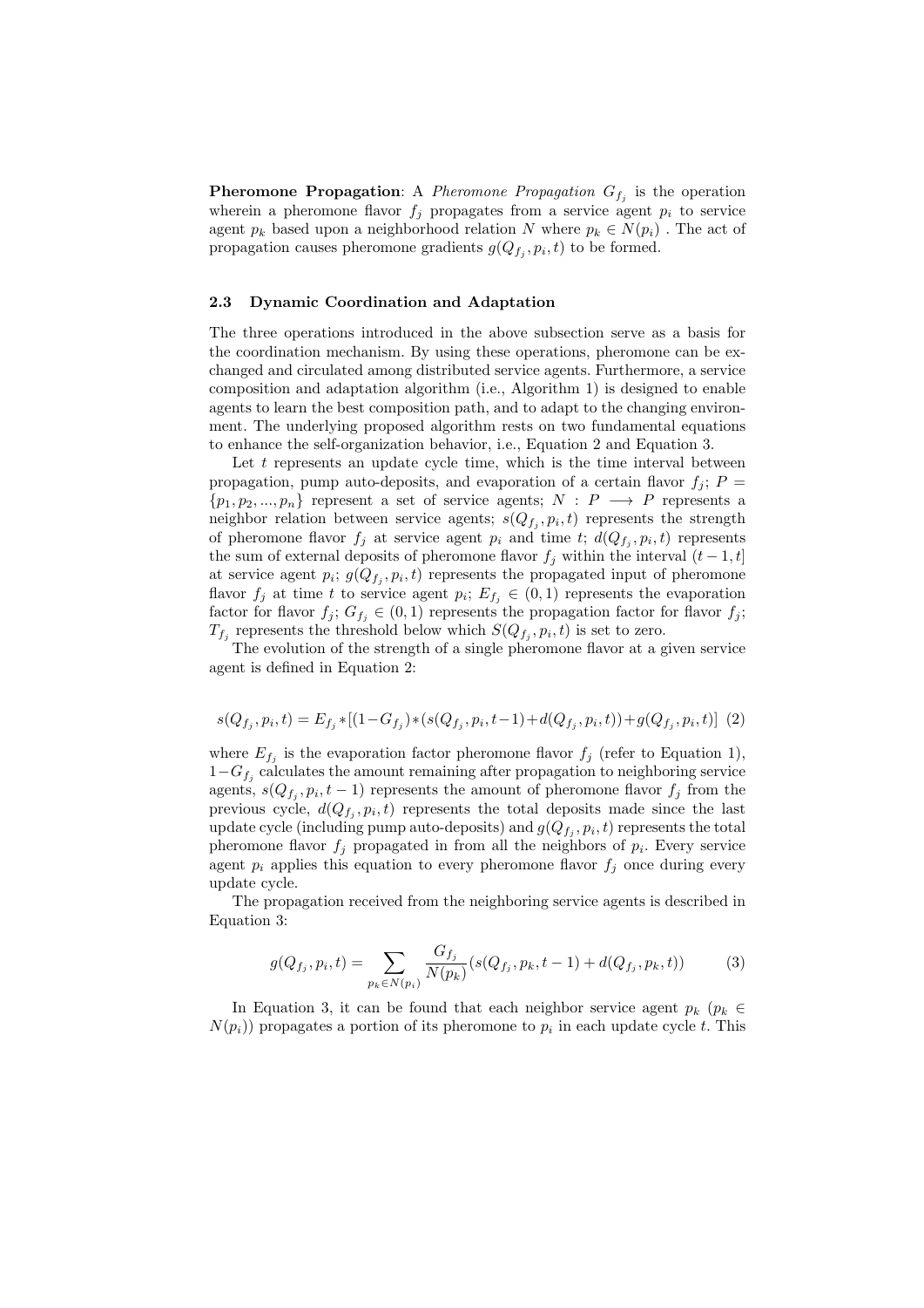**Pheromone Propagation**: A *Pheromone Propagation* $G_{f_j}$ is the operation wherein a pheromone flavor $f_j$ propagates from a service agent $p_i$ to service agent $p_k$ based upon a neighborhood relation $N$ where $p_k \in N(p_i)$ . The act of propagation causes pheromone gradients $g(Q_{f_j}, p_i, t)$ to be formed.

### 2.3 Dynamic Coordination and Adaptation

The three operations introduced in the above subsection serve as a basis for the coordination mechanism. By using these operations, pheromone can be exchanged and circulated among distributed service agents. Furthermore, a service composition and adaptation algorithm (i.e., Algorithm 1) is designed to enable agents to learn the best composition path, and to adapt to the changing environment. The underlying proposed algorithm rests on two fundamental equations to enhance the self-organization behavior, i.e., Equation 2 and Equation 3.

Let $t$ represents an update cycle time, which is the time interval between propagation, pump auto-deposits, and evaporation of a certain flavor $f_j$; $P = \{p_1, p_2, ..., p_n\}$ represent a set of service agents; $N : P \longrightarrow P$ represents a neighbor relation between service agents; $s(Q_{f_j}, p_i, t)$ represents the strength of pheromone flavor $f_j$ at service agent $p_i$ and time $t$; $d(Q_{f_j}, p_i, t)$ represents the sum of external deposits of pheromone flavor $f_j$ within the interval $(t-1, t]$ at service agent $p_i$; $g(Q_{f_j}, p_i, t)$ represents the propagated input of pheromone flavor $f_j$ at time $t$ to service agent $p_i$; $E_{f_j} \in (0, 1)$ represents the evaporation factor for flavor $f_j$; $G_{f_j} \in (0, 1)$ represents the propagation factor for flavor $f_j$; $T_{f_j}$ represents the threshold below which $S(Q_{f_j}, p_i, t)$ is set to zero.

The evolution of the strength of a single pheromone flavor at a given service agent is defined in Equation 2:

$$s(Q_{f_j}, p_i, t) = E_{f_j} * [(1 - G_{f_j}) * (s(Q_{f_j}, p_i, t-1) + d(Q_{f_j}, p_i, t)) + g(Q_{f_j}, p_i, t)] \quad (2)$$

where $E_{f_j}$ is the evaporation factor pheromone flavor $f_j$ (refer to Equation 1), $1 - G_{f_j}$ calculates the amount remaining after propagation to neighboring service agents, $s(Q_{f_j}, p_i, t-1)$ represents the amount of pheromone flavor $f_j$ from the previous cycle, $d(Q_{f_j}, p_i, t)$ represents the total deposits made since the last update cycle (including pump auto-deposits) and $g(Q_{f_j}, p_i, t)$ represents the total pheromone flavor $f_j$ propagated in from all the neighbors of $p_i$. Every service agent $p_i$ applies this equation to every pheromone flavor $f_j$ once during every update cycle.

The propagation received from the neighboring service agents is described in Equation 3:

$$g(Q_{f_j}, p_i, t) = \sum_{p_k \in N(p_i)} \frac{G_{f_j}}{N(p_k)} (s(Q_{f_j}, p_k, t-1) + d(Q_{f_j}, p_k, t)) \quad (3)$$

In Equation 3, it can be found that each neighbor service agent $p_k$ ($p_k \in N(p_i)$) propagates a portion of its pheromone to $p_i$ in each update cycle $t$. This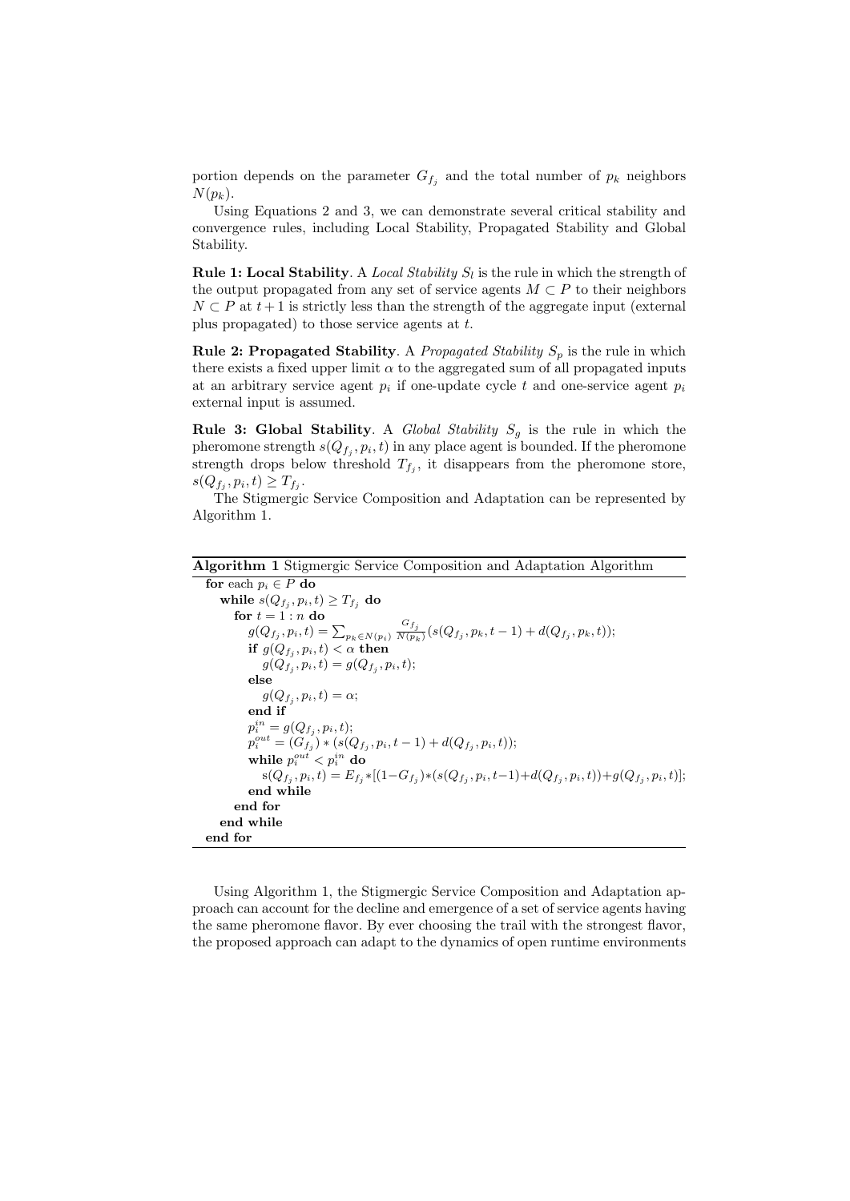portion depends on the parameter $G_{f_j}$ and the total number of $p_k$ neighbors $N(p_k)$.

Using Equations 2 and 3, we can demonstrate several critical stability and convergence rules, including Local Stability, Propagated Stability and Global Stability.

**Rule 1: Local Stability**. A *Local Stability* $S_l$ is the rule in which the strength of the output propagated from any set of service agents $M \subset P$ to their neighbors $N \subset P$ at $t+1$ is strictly less than the strength of the aggregate input (external plus propagated) to those service agents at $t$.

**Rule 2: Propagated Stability**. A *Propagated Stability* $S_p$ is the rule in which there exists a fixed upper limit $\alpha$ to the aggregated sum of all propagated inputs at an arbitrary service agent $p_i$ if one-update cycle $t$ and one-service agent $p_i$ external input is assumed.

**Rule 3: Global Stability**. A *Global Stability* $S_g$ is the rule in which the pheromone strength $s(Q_{f_j}, p_i, t)$ in any place agent is bounded. If the pheromone strength drops below threshold $T_{f_j}$, it disappears from the pheromone store, $s(Q_{f_j}, p_i, t) \geq T_{f_j}$.

The Stigmergic Service Composition and Adaptation can be represented by Algorithm 1.

**Algorithm 1** Stigmergic Service Composition and Adaptation Algorithm

```
for each p_i ∈ P do
  while s(Q_fj, p_i, t) ≥ T_fj do
    for t = 1 : n do
      g(Q_fj, p_i, t) = Σ_{p_k ∈ N(p_i)} (G_fj / N(p_k)) (s(Q_fj, p_k, t−1) + d(Q_fj, p_k, t));
      if g(Q_fj, p_i, t) < α then
        g(Q_fj, p_i, t) = g(Q_fj, p_i, t);
      else
        g(Q_fj, p_i, t) = α;
      end if
      p_i^in = g(Q_fj, p_i, t);
      p_i^out = (G_fj) * (s(Q_fj, p_i, t−1) + d(Q_fj, p_i, t));
      while p_i^out < p_i^in do
        s(Q_fj, p_i, t) = E_fj * [(1−G_fj) * (s(Q_fj, p_i, t−1) + d(Q_fj, p_i, t)) + g(Q_fj, p_i, t)];
      end while
    end for
  end while
end for
```

Using Algorithm 1, the Stigmergic Service Composition and Adaptation approach can account for the decline and emergence of a set of service agents having the same pheromone flavor. By ever choosing the trail with the strongest flavor, the proposed approach can adapt to the dynamics of open runtime environments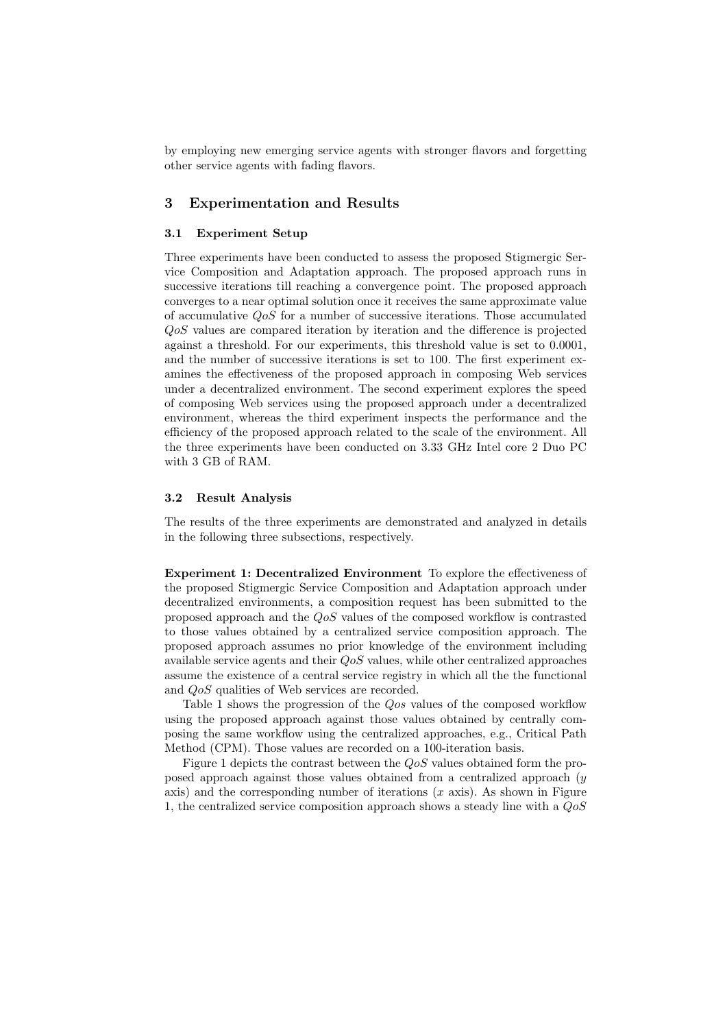by employing new emerging service agents with stronger flavors and forgetting other service agents with fading flavors.

## 3 Experimentation and Results

### 3.1 Experiment Setup

Three experiments have been conducted to assess the proposed Stigmergic Service Composition and Adaptation approach. The proposed approach runs in successive iterations till reaching a convergence point. The proposed approach converges to a near optimal solution once it receives the same approximate value of accumulative $QoS$ for a number of successive iterations. Those accumulated $QoS$ values are compared iteration by iteration and the difference is projected against a threshold. For our experiments, this threshold value is set to 0.0001, and the number of successive iterations is set to 100. The first experiment examines the effectiveness of the proposed approach in composing Web services under a decentralized environment. The second experiment explores the speed of composing Web services using the proposed approach under a decentralized environment, whereas the third experiment inspects the performance and the efficiency of the proposed approach related to the scale of the environment. All the three experiments have been conducted on 3.33 GHz Intel core 2 Duo PC with 3 GB of RAM.

### 3.2 Result Analysis

The results of the three experiments are demonstrated and analyzed in details in the following three subsections, respectively.

**Experiment 1: Decentralized Environment** To explore the effectiveness of the proposed Stigmergic Service Composition and Adaptation approach under decentralized environments, a composition request has been submitted to the proposed approach and the $QoS$ values of the composed workflow is contrasted to those values obtained by a centralized service composition approach. The proposed approach assumes no prior knowledge of the environment including available service agents and their $QoS$ values, while other centralized approaches assume the existence of a central service registry in which all the the functional and $QoS$ qualities of Web services are recorded.

Table 1 shows the progression of the $Qos$ values of the composed workflow using the proposed approach against those values obtained by centrally composing the same workflow using the centralized approaches, e.g., Critical Path Method (CPM). Those values are recorded on a 100-iteration basis.

Figure 1 depicts the contrast between the $QoS$ values obtained form the proposed approach against those values obtained from a centralized approach ($y$ axis) and the corresponding number of iterations ($x$ axis). As shown in Figure 1, the centralized service composition approach shows a steady line with a $QoS$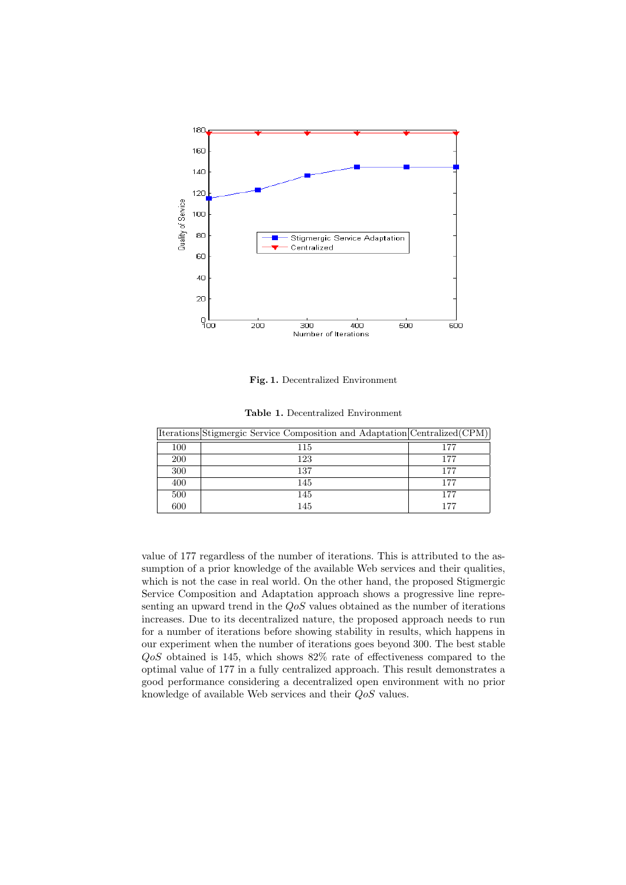**Fig. 1.** Decentralized Environment

**Table 1.** Decentralized Environment

| Iterations | Stigmergic Service Composition and Adaptation | Centralized(CPM) |
|---|---|---|
| 100 | 115 | 177 |
| 200 | 123 | 177 |
| 300 | 137 | 177 |
| 400 | 145 | 177 |
| 500 | 145 | 177 |
| 600 | 145 | 177 |

value of 177 regardless of the number of iterations. This is attributed to the assumption of a prior knowledge of the available Web services and their qualities, which is not the case in real world. On the other hand, the proposed Stigmergic Service Composition and Adaptation approach shows a progressive line representing an upward trend in the $QoS$ values obtained as the number of iterations increases. Due to its decentralized nature, the proposed approach needs to run for a number of iterations before showing stability in results, which happens in our experiment when the number of iterations goes beyond 300. The best stable $QoS$ obtained is 145, which shows 82% rate of effectiveness compared to the optimal value of 177 in a fully centralized approach. This result demonstrates a good performance considering a decentralized open environment with no prior knowledge of available Web services and their $QoS$ values.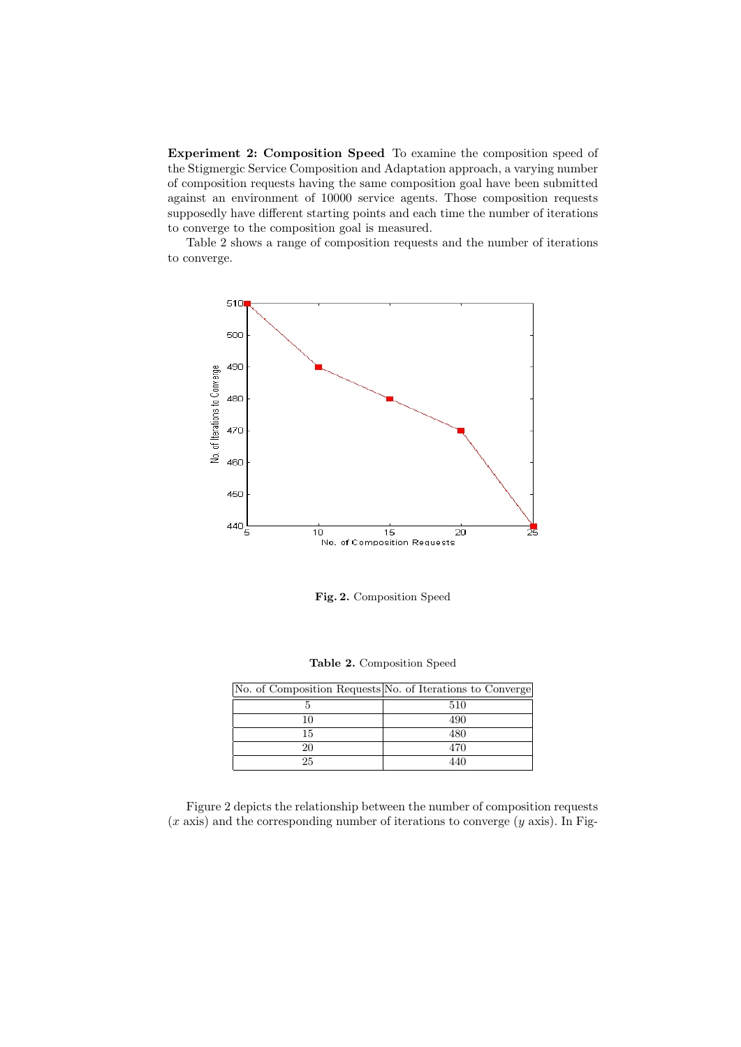**Experiment 2: Composition Speed** To examine the composition speed of the Stigmergic Service Composition and Adaptation approach, a varying number of composition requests having the same composition goal have been submitted against an environment of 10000 service agents. Those composition requests supposedly have different starting points and each time the number of iterations to converge to the composition goal is measured.

Table 2 shows a range of composition requests and the number of iterations to converge.

**Fig. 2.** Composition Speed

**Table 2.** Composition Speed

| No. of Composition Requests | No. of Iterations to Converge |
|---|---|
| 5 | 510 |
| 10 | 490 |
| 15 | 480 |
| 20 | 470 |
| 25 | 440 |

Figure 2 depicts the relationship between the number of composition requests ($x$ axis) and the corresponding number of iterations to converge ($y$ axis). In Fig-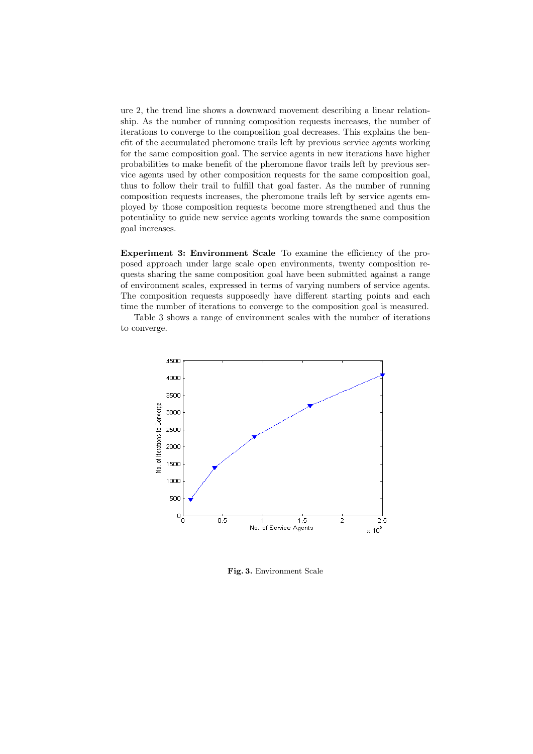ure 2, the trend line shows a downward movement describing a linear relationship. As the number of running composition requests increases, the number of iterations to converge to the composition goal decreases. This explains the benefit of the accumulated pheromone trails left by previous service agents working for the same composition goal. The service agents in new iterations have higher probabilities to make benefit of the pheromone flavor trails left by previous service agents used by other composition requests for the same composition goal, thus to follow their trail to fulfill that goal faster. As the number of running composition requests increases, the pheromone trails left by service agents employed by those composition requests become more strengthened and thus the potentiality to guide new service agents working towards the same composition goal increases.

**Experiment 3: Environment Scale** To examine the efficiency of the proposed approach under large scale open environments, twenty composition requests sharing the same composition goal have been submitted against a range of environment scales, expressed in terms of varying numbers of service agents. The composition requests supposedly have different starting points and each time the number of iterations to converge to the composition goal is measured.

Table 3 shows a range of environment scales with the number of iterations to converge.

**Fig. 3.** Environment Scale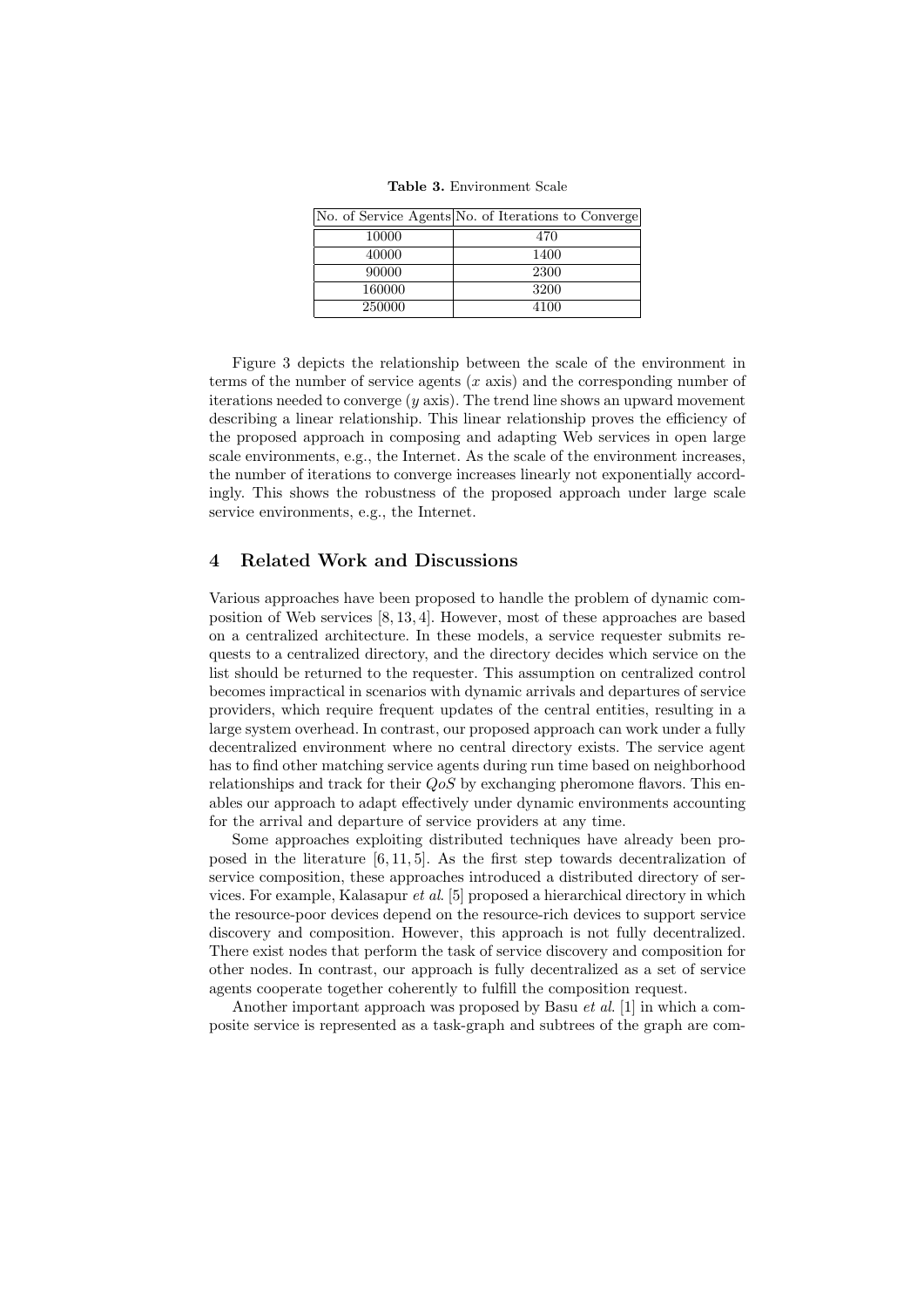**Table 3.** Environment Scale

| No. of Service Agents | No. of Iterations to Converge |
|---|---|
| 10000 | 470 |
| 40000 | 1400 |
| 90000 | 2300 |
| 160000 | 3200 |
| 250000 | 4100 |

Figure 3 depicts the relationship between the scale of the environment in terms of the number of service agents ($x$ axis) and the corresponding number of iterations needed to converge ($y$ axis). The trend line shows an upward movement describing a linear relationship. This linear relationship proves the efficiency of the proposed approach in composing and adapting Web services in open large scale environments, e.g., the Internet. As the scale of the environment increases, the number of iterations to converge increases linearly not exponentially accordingly. This shows the robustness of the proposed approach under large scale service environments, e.g., the Internet.

## 4 Related Work and Discussions

Various approaches have been proposed to handle the problem of dynamic composition of Web services [8, 13, 4]. However, most of these approaches are based on a centralized architecture. In these models, a service requester submits requests to a centralized directory, and the directory decides which service on the list should be returned to the requester. This assumption on centralized control becomes impractical in scenarios with dynamic arrivals and departures of service providers, which require frequent updates of the central entities, resulting in a large system overhead. In contrast, our proposed approach can work under a fully decentralized environment where no central directory exists. The service agent has to find other matching service agents during run time based on neighborhood relationships and track for their *QoS* by exchanging pheromone flavors. This enables our approach to adapt effectively under dynamic environments accounting for the arrival and departure of service providers at any time.

Some approaches exploiting distributed techniques have already been proposed in the literature [6, 11, 5]. As the first step towards decentralization of service composition, these approaches introduced a distributed directory of services. For example, Kalasapur *et al.* [5] proposed a hierarchical directory in which the resource-poor devices depend on the resource-rich devices to support service discovery and composition. However, this approach is not fully decentralized. There exist nodes that perform the task of service discovery and composition for other nodes. In contrast, our approach is fully decentralized as a set of service agents cooperate together coherently to fulfill the composition request.

Another important approach was proposed by Basu *et al.* [1] in which a composite service is represented as a task-graph and subtrees of the graph are com-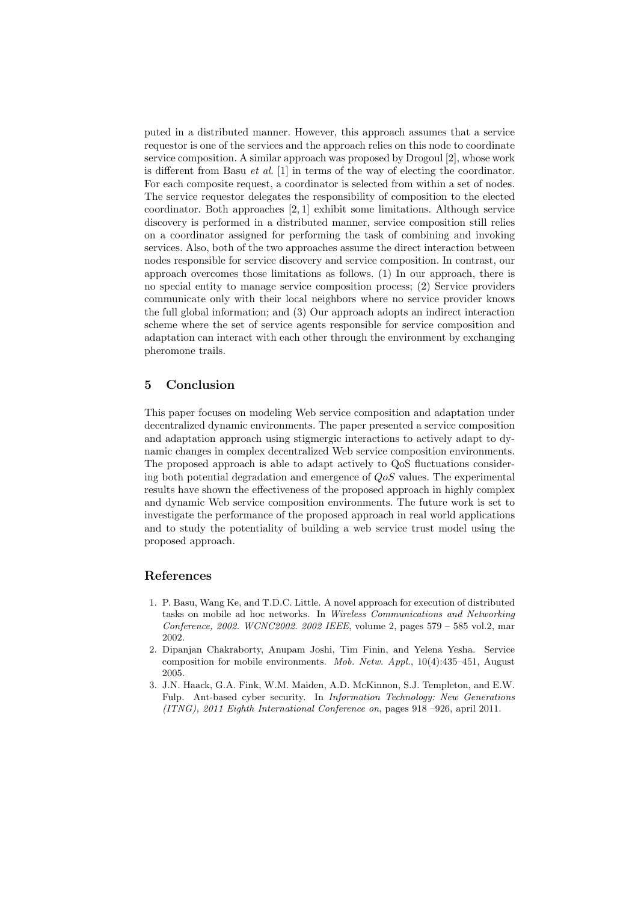puted in a distributed manner. However, this approach assumes that a service requestor is one of the services and the approach relies on this node to coordinate service composition. A similar approach was proposed by Drogoul [2], whose work is different from Basu *et al.* [1] in terms of the way of electing the coordinator. For each composite request, a coordinator is selected from within a set of nodes. The service requestor delegates the responsibility of composition to the elected coordinator. Both approaches [2, 1] exhibit some limitations. Although service discovery is performed in a distributed manner, service composition still relies on a coordinator assigned for performing the task of combining and invoking services. Also, both of the two approaches assume the direct interaction between nodes responsible for service discovery and service composition. In contrast, our approach overcomes those limitations as follows. (1) In our approach, there is no special entity to manage service composition process; (2) Service providers communicate only with their local neighbors where no service provider knows the full global information; and (3) Our approach adopts an indirect interaction scheme where the set of service agents responsible for service composition and adaptation can interact with each other through the environment by exchanging pheromone trails.

## 5 Conclusion

This paper focuses on modeling Web service composition and adaptation under decentralized dynamic environments. The paper presented a service composition and adaptation approach using stigmergic interactions to actively adapt to dynamic changes in complex decentralized Web service composition environments. The proposed approach is able to adapt actively to QoS fluctuations considering both potential degradation and emergence of *QoS* values. The experimental results have shown the effectiveness of the proposed approach in highly complex and dynamic Web service composition environments. The future work is set to investigate the performance of the proposed approach in real world applications and to study the potentiality of building a web service trust model using the proposed approach.

## References

1. P. Basu, Wang Ke, and T.D.C. Little. A novel approach for execution of distributed tasks on mobile ad hoc networks. In *Wireless Communications and Networking Conference, 2002. WCNC2002. 2002 IEEE*, volume 2, pages 579 – 585 vol.2, mar 2002.
2. Dipanjan Chakraborty, Anupam Joshi, Tim Finin, and Yelena Yesha. Service composition for mobile environments. *Mob. Netw. Appl.*, 10(4):435–451, August 2005.
3. J.N. Haack, G.A. Fink, W.M. Maiden, A.D. McKinnon, S.J. Templeton, and E.W. Fulp. Ant-based cyber security. In *Information Technology: New Generations (ITNG), 2011 Eighth International Conference on*, pages 918 –926, april 2011.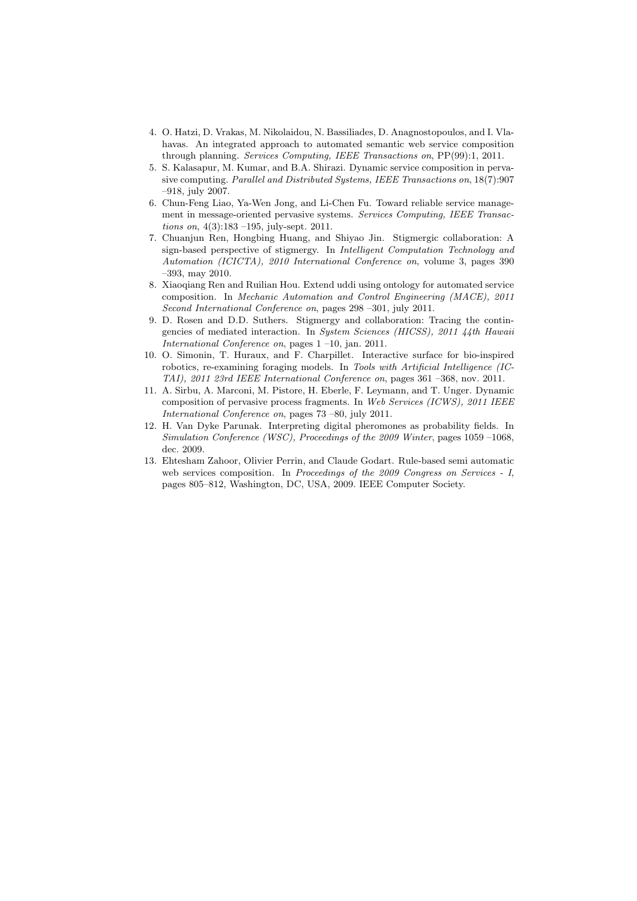4. O. Hatzi, D. Vrakas, M. Nikolaidou, N. Bassiliades, D. Anagnostopoulos, and I. Vlahavas. An integrated approach to automated semantic web service composition through planning. *Services Computing, IEEE Transactions on*, PP(99):1, 2011.
5. S. Kalasapur, M. Kumar, and B.A. Shirazi. Dynamic service composition in pervasive computing. *Parallel and Distributed Systems, IEEE Transactions on*, 18(7):907 –918, july 2007.
6. Chun-Feng Liao, Ya-Wen Jong, and Li-Chen Fu. Toward reliable service management in message-oriented pervasive systems. *Services Computing, IEEE Transactions on*, 4(3):183 –195, july-sept. 2011.
7. Chuanjun Ren, Hongbing Huang, and Shiyao Jin. Stigmergic collaboration: A sign-based perspective of stigmergy. In *Intelligent Computation Technology and Automation (ICICTA), 2010 International Conference on*, volume 3, pages 390 –393, may 2010.
8. Xiaoqiang Ren and Ruilian Hou. Extend uddi using ontology for automated service composition. In *Mechanic Automation and Control Engineering (MACE), 2011 Second International Conference on*, pages 298 –301, july 2011.
9. D. Rosen and D.D. Suthers. Stigmergy and collaboration: Tracing the contingencies of mediated interaction. In *System Sciences (HICSS), 2011 44th Hawaii International Conference on*, pages 1 –10, jan. 2011.
10. O. Simonin, T. Huraux, and F. Charpillet. Interactive surface for bio-inspired robotics, re-examining foraging models. In *Tools with Artificial Intelligence (ICTAI), 2011 23rd IEEE International Conference on*, pages 361 –368, nov. 2011.
11. A. Sirbu, A. Marconi, M. Pistore, H. Eberle, F. Leymann, and T. Unger. Dynamic composition of pervasive process fragments. In *Web Services (ICWS), 2011 IEEE International Conference on*, pages 73 –80, july 2011.
12. H. Van Dyke Parunak. Interpreting digital pheromones as probability fields. In *Simulation Conference (WSC), Proceedings of the 2009 Winter*, pages 1059 –1068, dec. 2009.
13. Ehtesham Zahoor, Olivier Perrin, and Claude Godart. Rule-based semi automatic web services composition. In *Proceedings of the 2009 Congress on Services - I*, pages 805–812, Washington, DC, USA, 2009. IEEE Computer Society.